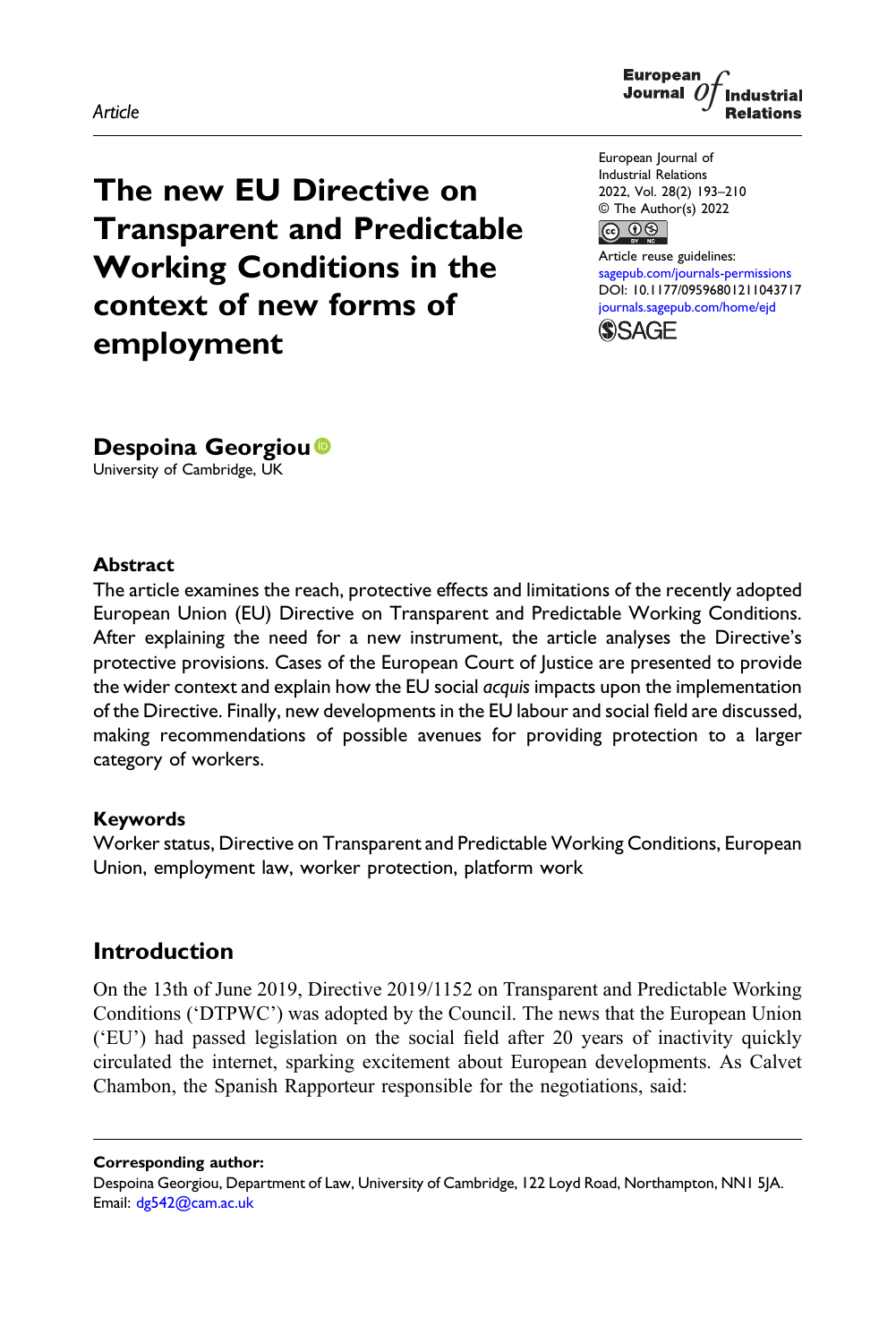Article

# The new EU Directive on Transparent and Predictable Working Conditions in the context of new forms of employment

European Journal of Industrial Relations
2022, Vol. 28(2) 193–210
© The Author(s) 2022
Article reuse guidelines: sagepub.com/journals-permissions
DOI: 10.1177/09596801211043717
journals.sagepub.com/home/ejd

**Despoina Georgiou**
University of Cambridge, UK

## Abstract

The article examines the reach, protective effects and limitations of the recently adopted European Union (EU) Directive on Transparent and Predictable Working Conditions. After explaining the need for a new instrument, the article analyses the Directive's protective provisions. Cases of the European Court of Justice are presented to provide the wider context and explain how the EU social *acquis* impacts upon the implementation of the Directive. Finally, new developments in the EU labour and social field are discussed, making recommendations of possible avenues for providing protection to a larger category of workers.

## Keywords

Worker status, Directive on Transparent and Predictable Working Conditions, European Union, employment law, worker protection, platform work

## Introduction

On the 13th of June 2019, Directive 2019/1152 on Transparent and Predictable Working Conditions ('DTPWC') was adopted by the Council. The news that the European Union ('EU') had passed legislation on the social field after 20 years of inactivity quickly circulated the internet, sparking excitement about European developments. As Calvet Chambon, the Spanish Rapporteur responsible for the negotiations, said:

**Corresponding author:**
Despoina Georgiou, Department of Law, University of Cambridge, 122 Loyd Road, Northampton, NN1 5JA.
Email: dg542@cam.ac.uk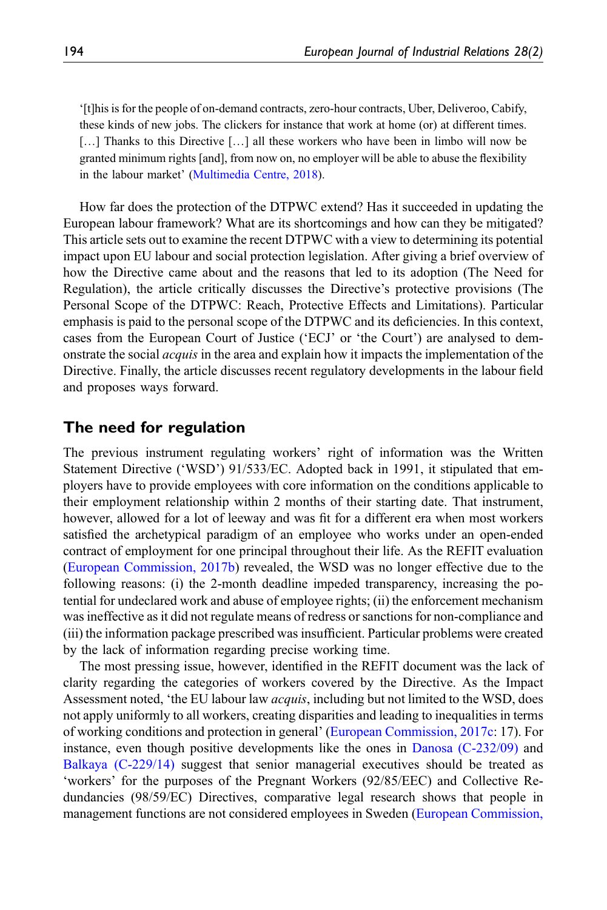'[t]his is for the people of on-demand contracts, zero-hour contracts, Uber, Deliveroo, Cabify, these kinds of new jobs. The clickers for instance that work at home (or) at different times. […] Thanks to this Directive […] all these workers who have been in limbo will now be granted minimum rights [and], from now on, no employer will be able to abuse the flexibility in the labour market' (Multimedia Centre, 2018).

How far does the protection of the DTPWC extend? Has it succeeded in updating the European labour framework? What are its shortcomings and how can they be mitigated? This article sets out to examine the recent DTPWC with a view to determining its potential impact upon EU labour and social protection legislation. After giving a brief overview of how the Directive came about and the reasons that led to its adoption (The Need for Regulation), the article critically discusses the Directive's protective provisions (The Personal Scope of the DTPWC: Reach, Protective Effects and Limitations). Particular emphasis is paid to the personal scope of the DTPWC and its deficiencies. In this context, cases from the European Court of Justice ('ECJ' or 'the Court') are analysed to demonstrate the social *acquis* in the area and explain how it impacts the implementation of the Directive. Finally, the article discusses recent regulatory developments in the labour field and proposes ways forward.

## The need for regulation

The previous instrument regulating workers' right of information was the Written Statement Directive ('WSD') 91/533/EC. Adopted back in 1991, it stipulated that employers have to provide employees with core information on the conditions applicable to their employment relationship within 2 months of their starting date. That instrument, however, allowed for a lot of leeway and was fit for a different era when most workers satisfied the archetypical paradigm of an employee who works under an open-ended contract of employment for one principal throughout their life. As the REFIT evaluation (European Commission, 2017b) revealed, the WSD was no longer effective due to the following reasons: (i) the 2-month deadline impeded transparency, increasing the potential for undeclared work and abuse of employee rights; (ii) the enforcement mechanism was ineffective as it did not regulate means of redress or sanctions for non-compliance and (iii) the information package prescribed was insufficient. Particular problems were created by the lack of information regarding precise working time.

The most pressing issue, however, identified in the REFIT document was the lack of clarity regarding the categories of workers covered by the Directive. As the Impact Assessment noted, 'the EU labour law *acquis*, including but not limited to the WSD, does not apply uniformly to all workers, creating disparities and leading to inequalities in terms of working conditions and protection in general' (European Commission, 2017c: 17). For instance, even though positive developments like the ones in Danosa (C-232/09) and Balkaya (C-229/14) suggest that senior managerial executives should be treated as 'workers' for the purposes of the Pregnant Workers (92/85/EEC) and Collective Redundancies (98/59/EC) Directives, comparative legal research shows that people in management functions are not considered employees in Sweden (European Commission,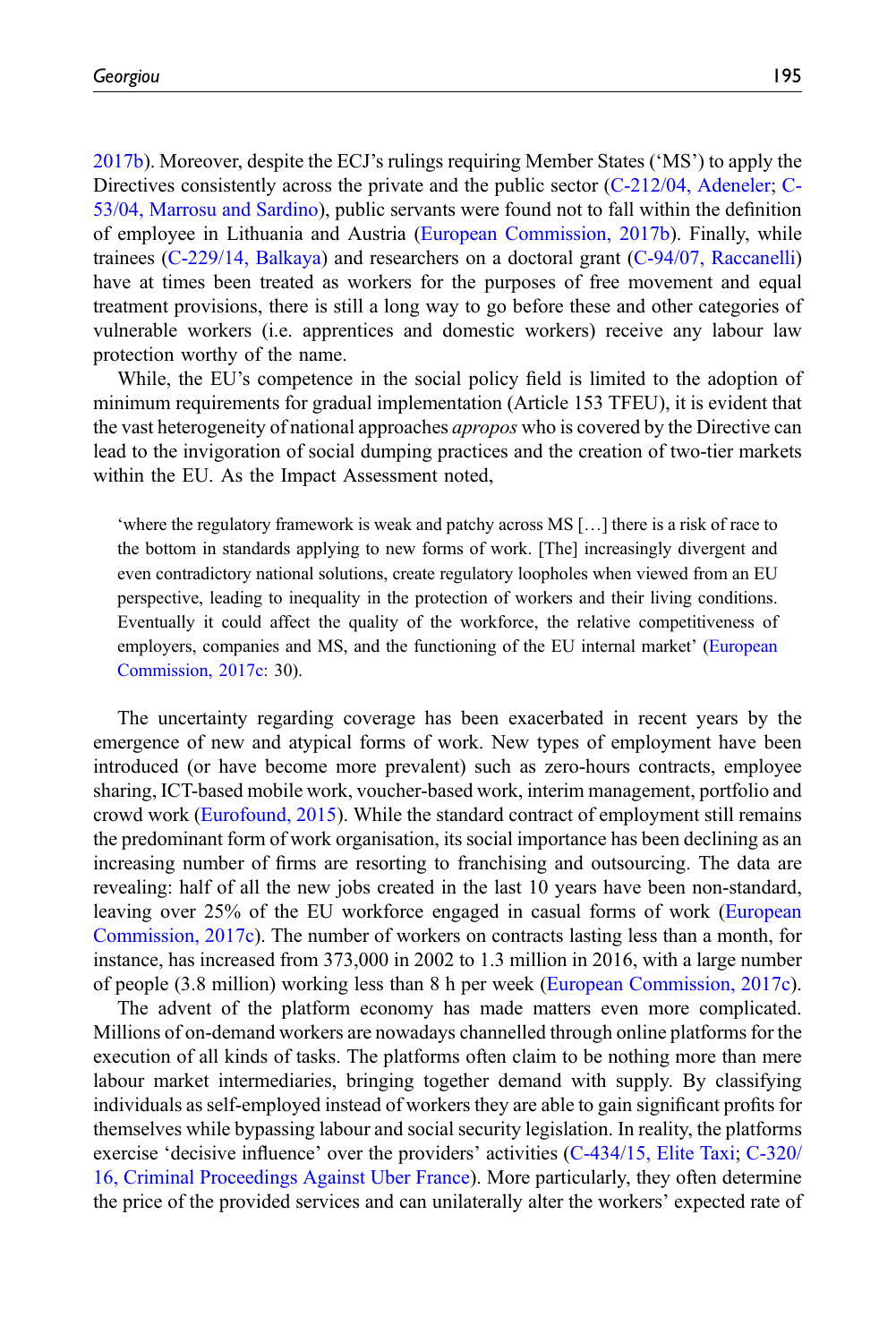2017b). Moreover, despite the ECJ's rulings requiring Member States ('MS') to apply the Directives consistently across the private and the public sector (C-212/04, Adeneler; C-53/04, Marrosu and Sardino), public servants were found not to fall within the definition of employee in Lithuania and Austria (European Commission, 2017b). Finally, while trainees (C-229/14, Balkaya) and researchers on a doctoral grant (C-94/07, Raccanelli) have at times been treated as workers for the purposes of free movement and equal treatment provisions, there is still a long way to go before these and other categories of vulnerable workers (i.e. apprentices and domestic workers) receive any labour law protection worthy of the name.

While, the EU's competence in the social policy field is limited to the adoption of minimum requirements for gradual implementation (Article 153 TFEU), it is evident that the vast heterogeneity of national approaches *apropos* who is covered by the Directive can lead to the invigoration of social dumping practices and the creation of two-tier markets within the EU. As the Impact Assessment noted,

> 'where the regulatory framework is weak and patchy across MS […] there is a risk of race to the bottom in standards applying to new forms of work. [The] increasingly divergent and even contradictory national solutions, create regulatory loopholes when viewed from an EU perspective, leading to inequality in the protection of workers and their living conditions. Eventually it could affect the quality of the workforce, the relative competitiveness of employers, companies and MS, and the functioning of the EU internal market' (European Commission, 2017c: 30).

The uncertainty regarding coverage has been exacerbated in recent years by the emergence of new and atypical forms of work. New types of employment have been introduced (or have become more prevalent) such as zero-hours contracts, employee sharing, ICT-based mobile work, voucher-based work, interim management, portfolio and crowd work (Eurofound, 2015). While the standard contract of employment still remains the predominant form of work organisation, its social importance has been declining as an increasing number of firms are resorting to franchising and outsourcing. The data are revealing: half of all the new jobs created in the last 10 years have been non-standard, leaving over 25% of the EU workforce engaged in casual forms of work (European Commission, 2017c). The number of workers on contracts lasting less than a month, for instance, has increased from 373,000 in 2002 to 1.3 million in 2016, with a large number of people (3.8 million) working less than 8 h per week (European Commission, 2017c).

The advent of the platform economy has made matters even more complicated. Millions of on-demand workers are nowadays channelled through online platforms for the execution of all kinds of tasks. The platforms often claim to be nothing more than mere labour market intermediaries, bringing together demand with supply. By classifying individuals as self-employed instead of workers they are able to gain significant profits for themselves while bypassing labour and social security legislation. In reality, the platforms exercise 'decisive influence' over the providers' activities (C-434/15, Elite Taxi; C-320/16, Criminal Proceedings Against Uber France). More particularly, they often determine the price of the provided services and can unilaterally alter the workers' expected rate of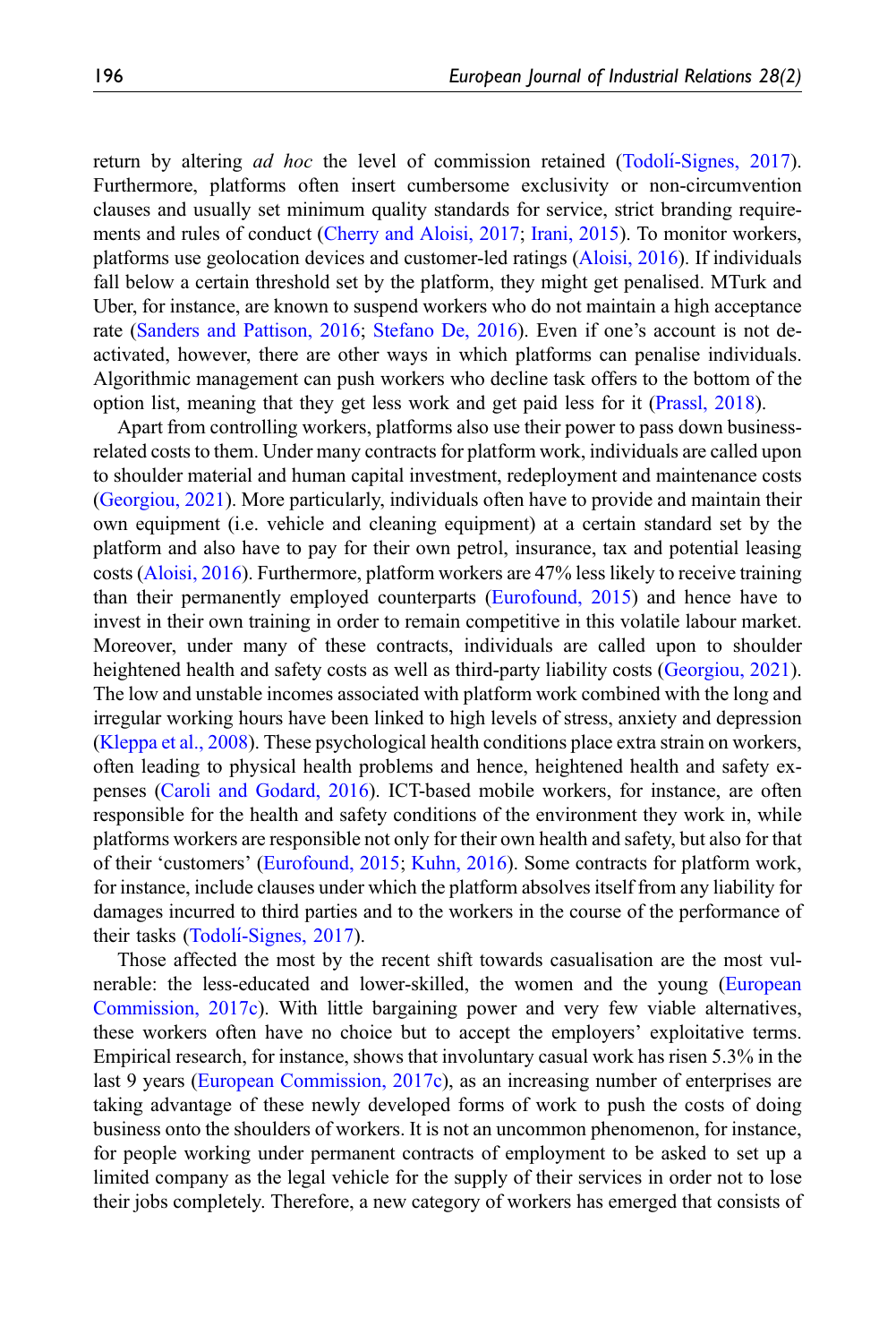return by altering *ad hoc* the level of commission retained (Todolí-Signes, 2017). Furthermore, platforms often insert cumbersome exclusivity or non-circumvention clauses and usually set minimum quality standards for service, strict branding requirements and rules of conduct (Cherry and Aloisi, 2017; Irani, 2015). To monitor workers, platforms use geolocation devices and customer-led ratings (Aloisi, 2016). If individuals fall below a certain threshold set by the platform, they might get penalised. MTurk and Uber, for instance, are known to suspend workers who do not maintain a high acceptance rate (Sanders and Pattison, 2016; Stefano De, 2016). Even if one's account is not deactivated, however, there are other ways in which platforms can penalise individuals. Algorithmic management can push workers who decline task offers to the bottom of the option list, meaning that they get less work and get paid less for it (Prassl, 2018).

Apart from controlling workers, platforms also use their power to pass down business-related costs to them. Under many contracts for platform work, individuals are called upon to shoulder material and human capital investment, redeployment and maintenance costs (Georgiou, 2021). More particularly, individuals often have to provide and maintain their own equipment (i.e. vehicle and cleaning equipment) at a certain standard set by the platform and also have to pay for their own petrol, insurance, tax and potential leasing costs (Aloisi, 2016). Furthermore, platform workers are 47% less likely to receive training than their permanently employed counterparts (Eurofound, 2015) and hence have to invest in their own training in order to remain competitive in this volatile labour market. Moreover, under many of these contracts, individuals are called upon to shoulder heightened health and safety costs as well as third-party liability costs (Georgiou, 2021). The low and unstable incomes associated with platform work combined with the long and irregular working hours have been linked to high levels of stress, anxiety and depression (Kleppa et al., 2008). These psychological health conditions place extra strain on workers, often leading to physical health problems and hence, heightened health and safety expenses (Caroli and Godard, 2016). ICT-based mobile workers, for instance, are often responsible for the health and safety conditions of the environment they work in, while platforms workers are responsible not only for their own health and safety, but also for that of their 'customers' (Eurofound, 2015; Kuhn, 2016). Some contracts for platform work, for instance, include clauses under which the platform absolves itself from any liability for damages incurred to third parties and to the workers in the course of the performance of their tasks (Todolí-Signes, 2017).

Those affected the most by the recent shift towards casualisation are the most vulnerable: the less-educated and lower-skilled, the women and the young (European Commission, 2017c). With little bargaining power and very few viable alternatives, these workers often have no choice but to accept the employers' exploitative terms. Empirical research, for instance, shows that involuntary casual work has risen 5.3% in the last 9 years (European Commission, 2017c), as an increasing number of enterprises are taking advantage of these newly developed forms of work to push the costs of doing business onto the shoulders of workers. It is not an uncommon phenomenon, for instance, for people working under permanent contracts of employment to be asked to set up a limited company as the legal vehicle for the supply of their services in order not to lose their jobs completely. Therefore, a new category of workers has emerged that consists of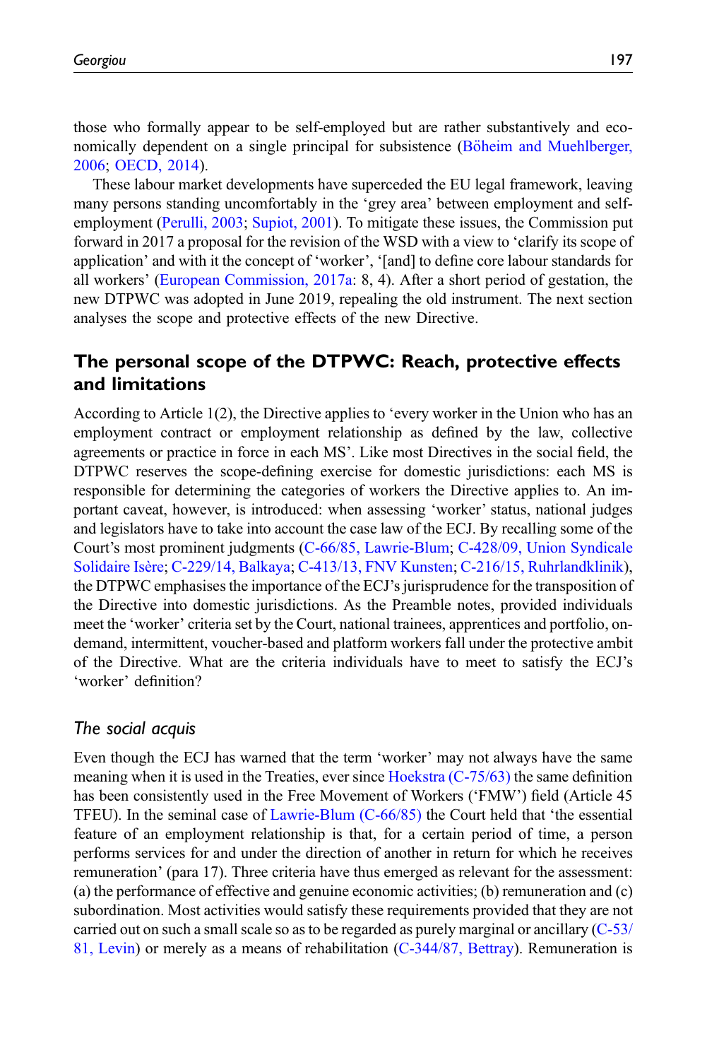those who formally appear to be self-employed but are rather substantively and economically dependent on a single principal for subsistence (Böheim and Muehlberger, 2006; OECD, 2014).

These labour market developments have superceded the EU legal framework, leaving many persons standing uncomfortably in the 'grey area' between employment and self-employment (Perulli, 2003; Supiot, 2001). To mitigate these issues, the Commission put forward in 2017 a proposal for the revision of the WSD with a view to 'clarify its scope of application' and with it the concept of 'worker', '[and] to define core labour standards for all workers' (European Commission, 2017a: 8, 4). After a short period of gestation, the new DTPWC was adopted in June 2019, repealing the old instrument. The next section analyses the scope and protective effects of the new Directive.

## The personal scope of the DTPWC: Reach, protective effects and limitations

According to Article 1(2), the Directive applies to 'every worker in the Union who has an employment contract or employment relationship as defined by the law, collective agreements or practice in force in each MS'. Like most Directives in the social field, the DTPWC reserves the scope-defining exercise for domestic jurisdictions: each MS is responsible for determining the categories of workers the Directive applies to. An important caveat, however, is introduced: when assessing 'worker' status, national judges and legislators have to take into account the case law of the ECJ. By recalling some of the Court's most prominent judgments (C-66/85, Lawrie-Blum; C-428/09, Union Syndicale Solidaire Isère; C-229/14, Balkaya; C-413/13, FNV Kunsten; C-216/15, Ruhrlandklinik), the DTPWC emphasises the importance of the ECJ's jurisprudence for the transposition of the Directive into domestic jurisdictions. As the Preamble notes, provided individuals meet the 'worker' criteria set by the Court, national trainees, apprentices and portfolio, on-demand, intermittent, voucher-based and platform workers fall under the protective ambit of the Directive. What are the criteria individuals have to meet to satisfy the ECJ's 'worker' definition?

### *The social acquis*

Even though the ECJ has warned that the term 'worker' may not always have the same meaning when it is used in the Treaties, ever since Hoekstra (C-75/63) the same definition has been consistently used in the Free Movement of Workers ('FMW') field (Article 45 TFEU). In the seminal case of Lawrie-Blum (C-66/85) the Court held that 'the essential feature of an employment relationship is that, for a certain period of time, a person performs services for and under the direction of another in return for which he receives remuneration' (para 17). Three criteria have thus emerged as relevant for the assessment: (a) the performance of effective and genuine economic activities; (b) remuneration and (c) subordination. Most activities would satisfy these requirements provided that they are not carried out on such a small scale so as to be regarded as purely marginal or ancillary (C-53/81, Levin) or merely as a means of rehabilitation (C-344/87, Bettray). Remuneration is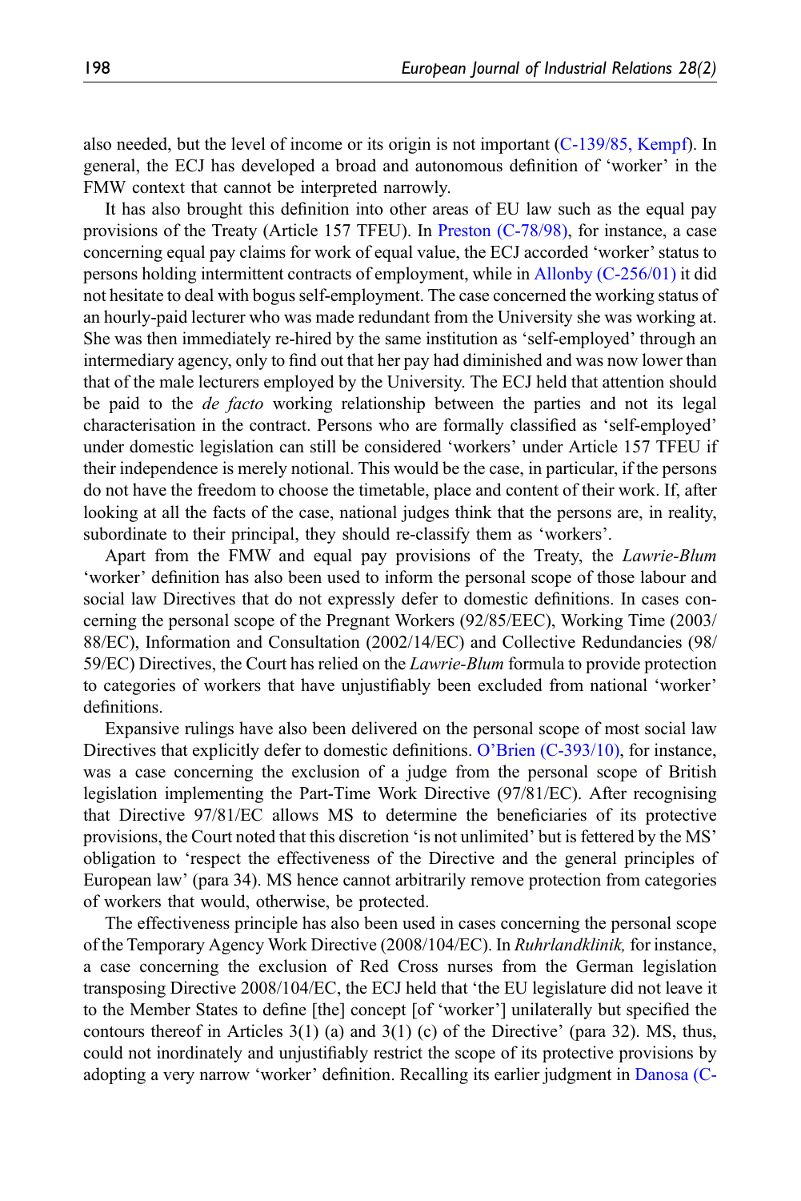also needed, but the level of income or its origin is not important (C-139/85, Kempf). In general, the ECJ has developed a broad and autonomous definition of 'worker' in the FMW context that cannot be interpreted narrowly.

It has also brought this definition into other areas of EU law such as the equal pay provisions of the Treaty (Article 157 TFEU). In Preston (C-78/98), for instance, a case concerning equal pay claims for work of equal value, the ECJ accorded 'worker' status to persons holding intermittent contracts of employment, while in Allonby (C-256/01) it did not hesitate to deal with bogus self-employment. The case concerned the working status of an hourly-paid lecturer who was made redundant from the University she was working at. She was then immediately re-hired by the same institution as 'self-employed' through an intermediary agency, only to find out that her pay had diminished and was now lower than that of the male lecturers employed by the University. The ECJ held that attention should be paid to the *de facto* working relationship between the parties and not its legal characterisation in the contract. Persons who are formally classified as 'self-employed' under domestic legislation can still be considered 'workers' under Article 157 TFEU if their independence is merely notional. This would be the case, in particular, if the persons do not have the freedom to choose the timetable, place and content of their work. If, after looking at all the facts of the case, national judges think that the persons are, in reality, subordinate to their principal, they should re-classify them as 'workers'.

Apart from the FMW and equal pay provisions of the Treaty, the *Lawrie-Blum* 'worker' definition has also been used to inform the personal scope of those labour and social law Directives that do not expressly defer to domestic definitions. In cases concerning the personal scope of the Pregnant Workers (92/85/EEC), Working Time (2003/88/EC), Information and Consultation (2002/14/EC) and Collective Redundancies (98/59/EC) Directives, the Court has relied on the *Lawrie-Blum* formula to provide protection to categories of workers that have unjustifiably been excluded from national 'worker' definitions.

Expansive rulings have also been delivered on the personal scope of most social law Directives that explicitly defer to domestic definitions. O'Brien (C-393/10), for instance, was a case concerning the exclusion of a judge from the personal scope of British legislation implementing the Part-Time Work Directive (97/81/EC). After recognising that Directive 97/81/EC allows MS to determine the beneficiaries of its protective provisions, the Court noted that this discretion 'is not unlimited' but is fettered by the MS' obligation to 'respect the effectiveness of the Directive and the general principles of European law' (para 34). MS hence cannot arbitrarily remove protection from categories of workers that would, otherwise, be protected.

The effectiveness principle has also been used in cases concerning the personal scope of the Temporary Agency Work Directive (2008/104/EC). In *Ruhrlandklinik,* for instance, a case concerning the exclusion of Red Cross nurses from the German legislation transposing Directive 2008/104/EC, the ECJ held that 'the EU legislature did not leave it to the Member States to define [the] concept [of 'worker'] unilaterally but specified the contours thereof in Articles 3(1) (a) and 3(1) (c) of the Directive' (para 32). MS, thus, could not inordinately and unjustifiably restrict the scope of its protective provisions by adopting a very narrow 'worker' definition. Recalling its earlier judgment in Danosa (C-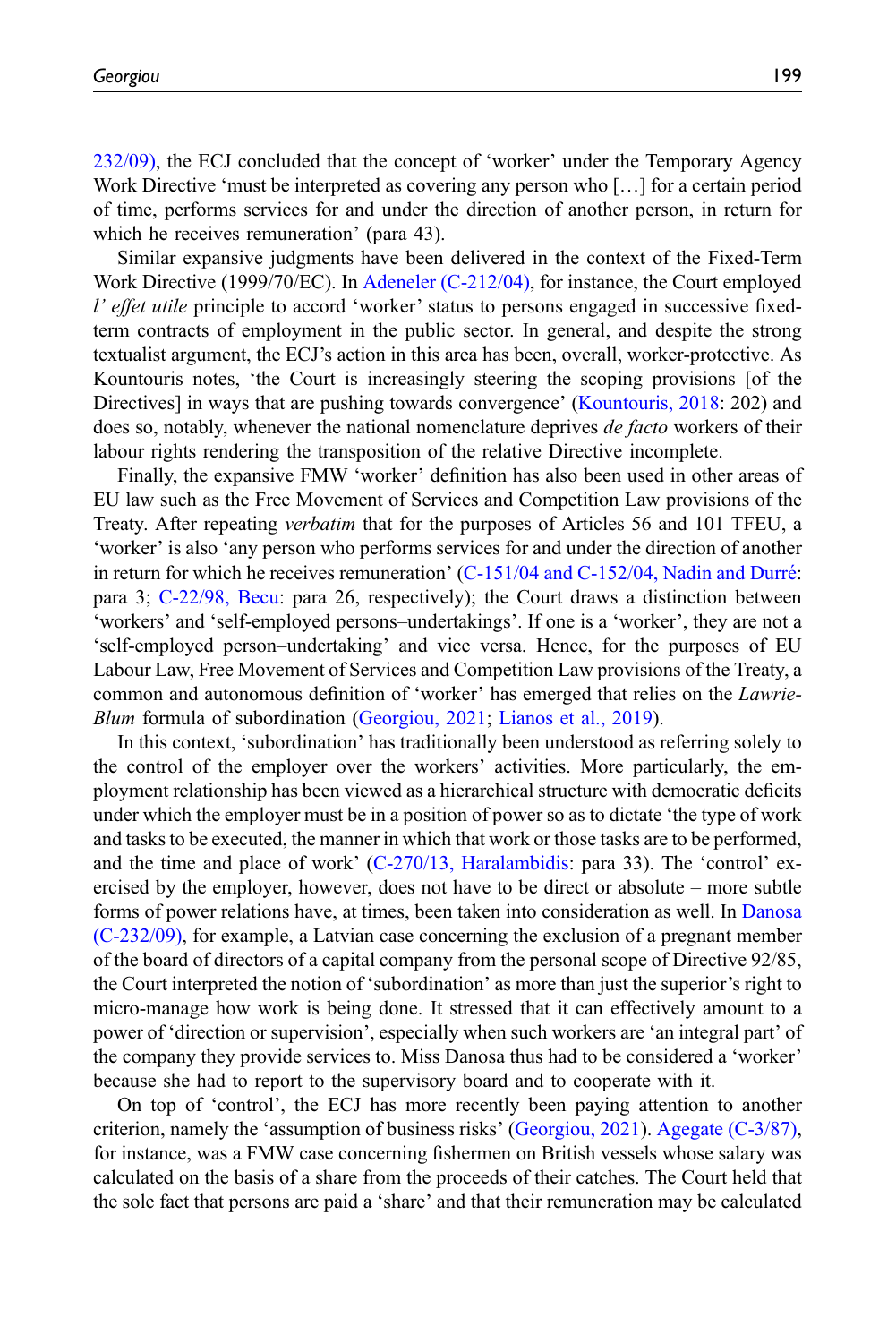232/09), the ECJ concluded that the concept of 'worker' under the Temporary Agency Work Directive 'must be interpreted as covering any person who [...] for a certain period of time, performs services for and under the direction of another person, in return for which he receives remuneration' (para 43).

Similar expansive judgments have been delivered in the context of the Fixed-Term Work Directive (1999/70/EC). In Adeneler (C-212/04), for instance, the Court employed *l' effet utile* principle to accord 'worker' status to persons engaged in successive fixed-term contracts of employment in the public sector. In general, and despite the strong textualist argument, the ECJ's action in this area has been, overall, worker-protective. As Kountouris notes, 'the Court is increasingly steering the scoping provisions [of the Directives] in ways that are pushing towards convergence' (Kountouris, 2018: 202) and does so, notably, whenever the national nomenclature deprives *de facto* workers of their labour rights rendering the transposition of the relative Directive incomplete.

Finally, the expansive FMW 'worker' definition has also been used in other areas of EU law such as the Free Movement of Services and Competition Law provisions of the Treaty. After repeating *verbatim* that for the purposes of Articles 56 and 101 TFEU, a 'worker' is also 'any person who performs services for and under the direction of another in return for which he receives remuneration' (C-151/04 and C-152/04, Nadin and Durré: para 3; C-22/98, Becu: para 26, respectively); the Court draws a distinction between 'workers' and 'self-employed persons–undertakings'. If one is a 'worker', they are not a 'self-employed person–undertaking' and vice versa. Hence, for the purposes of EU Labour Law, Free Movement of Services and Competition Law provisions of the Treaty, a common and autonomous definition of 'worker' has emerged that relies on the *Lawrie-Blum* formula of subordination (Georgiou, 2021; Lianos et al., 2019).

In this context, 'subordination' has traditionally been understood as referring solely to the control of the employer over the workers' activities. More particularly, the employment relationship has been viewed as a hierarchical structure with democratic deficits under which the employer must be in a position of power so as to dictate 'the type of work and tasks to be executed, the manner in which that work or those tasks are to be performed, and the time and place of work' (C-270/13, Haralambidis: para 33). The 'control' exercised by the employer, however, does not have to be direct or absolute – more subtle forms of power relations have, at times, been taken into consideration as well. In Danosa (C-232/09), for example, a Latvian case concerning the exclusion of a pregnant member of the board of directors of a capital company from the personal scope of Directive 92/85, the Court interpreted the notion of 'subordination' as more than just the superior's right to micro-manage how work is being done. It stressed that it can effectively amount to a power of 'direction or supervision', especially when such workers are 'an integral part' of the company they provide services to. Miss Danosa thus had to be considered a 'worker' because she had to report to the supervisory board and to cooperate with it.

On top of 'control', the ECJ has more recently been paying attention to another criterion, namely the 'assumption of business risks' (Georgiou, 2021). Agegate (C-3/87), for instance, was a FMW case concerning fishermen on British vessels whose salary was calculated on the basis of a share from the proceeds of their catches. The Court held that the sole fact that persons are paid a 'share' and that their remuneration may be calculated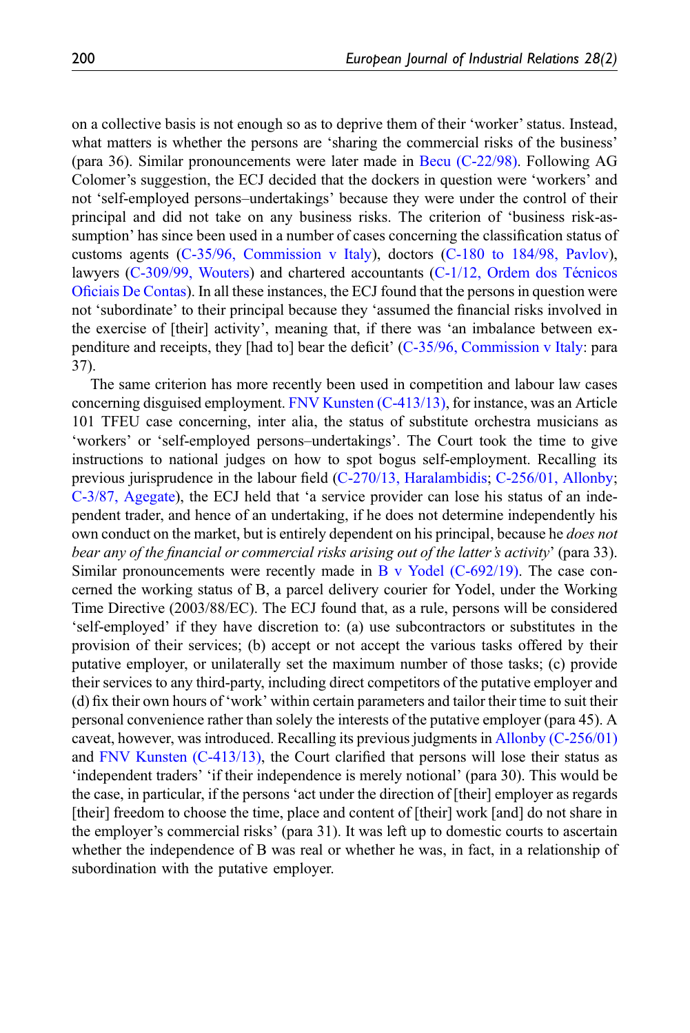on a collective basis is not enough so as to deprive them of their 'worker' status. Instead, what matters is whether the persons are 'sharing the commercial risks of the business' (para 36). Similar pronouncements were later made in Becu (C-22/98). Following AG Colomer's suggestion, the ECJ decided that the dockers in question were 'workers' and not 'self-employed persons–undertakings' because they were under the control of their principal and did not take on any business risks. The criterion of 'business risk-assumption' has since been used in a number of cases concerning the classification status of customs agents (C-35/96, Commission v Italy), doctors (C-180 to 184/98, Pavlov), lawyers (C-309/99, Wouters) and chartered accountants (C-1/12, Ordem dos Técnicos Oficiais De Contas). In all these instances, the ECJ found that the persons in question were not 'subordinate' to their principal because they 'assumed the financial risks involved in the exercise of [their] activity', meaning that, if there was 'an imbalance between expenditure and receipts, they [had to] bear the deficit' (C-35/96, Commission v Italy: para 37).

The same criterion has more recently been used in competition and labour law cases concerning disguised employment. FNV Kunsten (C-413/13), for instance, was an Article 101 TFEU case concerning, inter alia, the status of substitute orchestra musicians as 'workers' or 'self-employed persons–undertakings'. The Court took the time to give instructions to national judges on how to spot bogus self-employment. Recalling its previous jurisprudence in the labour field (C-270/13, Haralambidis; C-256/01, Allonby; C-3/87, Agegate), the ECJ held that 'a service provider can lose his status of an independent trader, and hence of an undertaking, if he does not determine independently his own conduct on the market, but is entirely dependent on his principal, because he *does not bear any of the financial or commercial risks arising out of the latter's activity*' (para 33). Similar pronouncements were recently made in B v Yodel (C-692/19). The case concerned the working status of B, a parcel delivery courier for Yodel, under the Working Time Directive (2003/88/EC). The ECJ found that, as a rule, persons will be considered 'self-employed' if they have discretion to: (a) use subcontractors or substitutes in the provision of their services; (b) accept or not accept the various tasks offered by their putative employer, or unilaterally set the maximum number of those tasks; (c) provide their services to any third-party, including direct competitors of the putative employer and (d) fix their own hours of 'work' within certain parameters and tailor their time to suit their personal convenience rather than solely the interests of the putative employer (para 45). A caveat, however, was introduced. Recalling its previous judgments in Allonby (C-256/01) and FNV Kunsten (C-413/13), the Court clarified that persons will lose their status as 'independent traders' 'if their independence is merely notional' (para 30). This would be the case, in particular, if the persons 'act under the direction of [their] employer as regards [their] freedom to choose the time, place and content of [their] work [and] do not share in the employer's commercial risks' (para 31). It was left up to domestic courts to ascertain whether the independence of B was real or whether he was, in fact, in a relationship of subordination with the putative employer.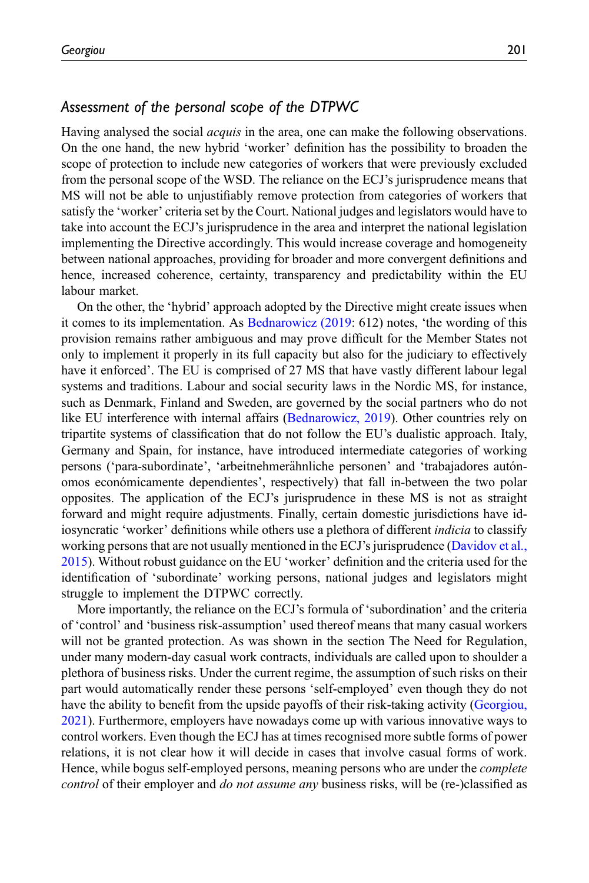### *Assessment of the personal scope of the DTPWC*

Having analysed the social *acquis* in the area, one can make the following observations. On the one hand, the new hybrid 'worker' definition has the possibility to broaden the scope of protection to include new categories of workers that were previously excluded from the personal scope of the WSD. The reliance on the ECJ's jurisprudence means that MS will not be able to unjustifiably remove protection from categories of workers that satisfy the 'worker' criteria set by the Court. National judges and legislators would have to take into account the ECJ's jurisprudence in the area and interpret the national legislation implementing the Directive accordingly. This would increase coverage and homogeneity between national approaches, providing for broader and more convergent definitions and hence, increased coherence, certainty, transparency and predictability within the EU labour market.

On the other, the 'hybrid' approach adopted by the Directive might create issues when it comes to its implementation. As Bednarowicz (2019: 612) notes, 'the wording of this provision remains rather ambiguous and may prove difficult for the Member States not only to implement it properly in its full capacity but also for the judiciary to effectively have it enforced'. The EU is comprised of 27 MS that have vastly different labour legal systems and traditions. Labour and social security laws in the Nordic MS, for instance, such as Denmark, Finland and Sweden, are governed by the social partners who do not like EU interference with internal affairs (Bednarowicz, 2019). Other countries rely on tripartite systems of classification that do not follow the EU's dualistic approach. Italy, Germany and Spain, for instance, have introduced intermediate categories of working persons ('para-subordinate', 'arbeitnehmerähnliche personen' and 'trabajadores autónomos económicamente dependientes', respectively) that fall in-between the two polar opposites. The application of the ECJ's jurisprudence in these MS is not as straight forward and might require adjustments. Finally, certain domestic jurisdictions have idiosyncratic 'worker' definitions while others use a plethora of different *indicia* to classify working persons that are not usually mentioned in the ECJ's jurisprudence (Davidov et al., 2015). Without robust guidance on the EU 'worker' definition and the criteria used for the identification of 'subordinate' working persons, national judges and legislators might struggle to implement the DTPWC correctly.

More importantly, the reliance on the ECJ's formula of 'subordination' and the criteria of 'control' and 'business risk-assumption' used thereof means that many casual workers will not be granted protection. As was shown in the section The Need for Regulation, under many modern-day casual work contracts, individuals are called upon to shoulder a plethora of business risks. Under the current regime, the assumption of such risks on their part would automatically render these persons 'self-employed' even though they do not have the ability to benefit from the upside payoffs of their risk-taking activity (Georgiou, 2021). Furthermore, employers have nowadays come up with various innovative ways to control workers. Even though the ECJ has at times recognised more subtle forms of power relations, it is not clear how it will decide in cases that involve casual forms of work. Hence, while bogus self-employed persons, meaning persons who are under the *complete control* of their employer and *do not assume any* business risks, will be (re-)classified as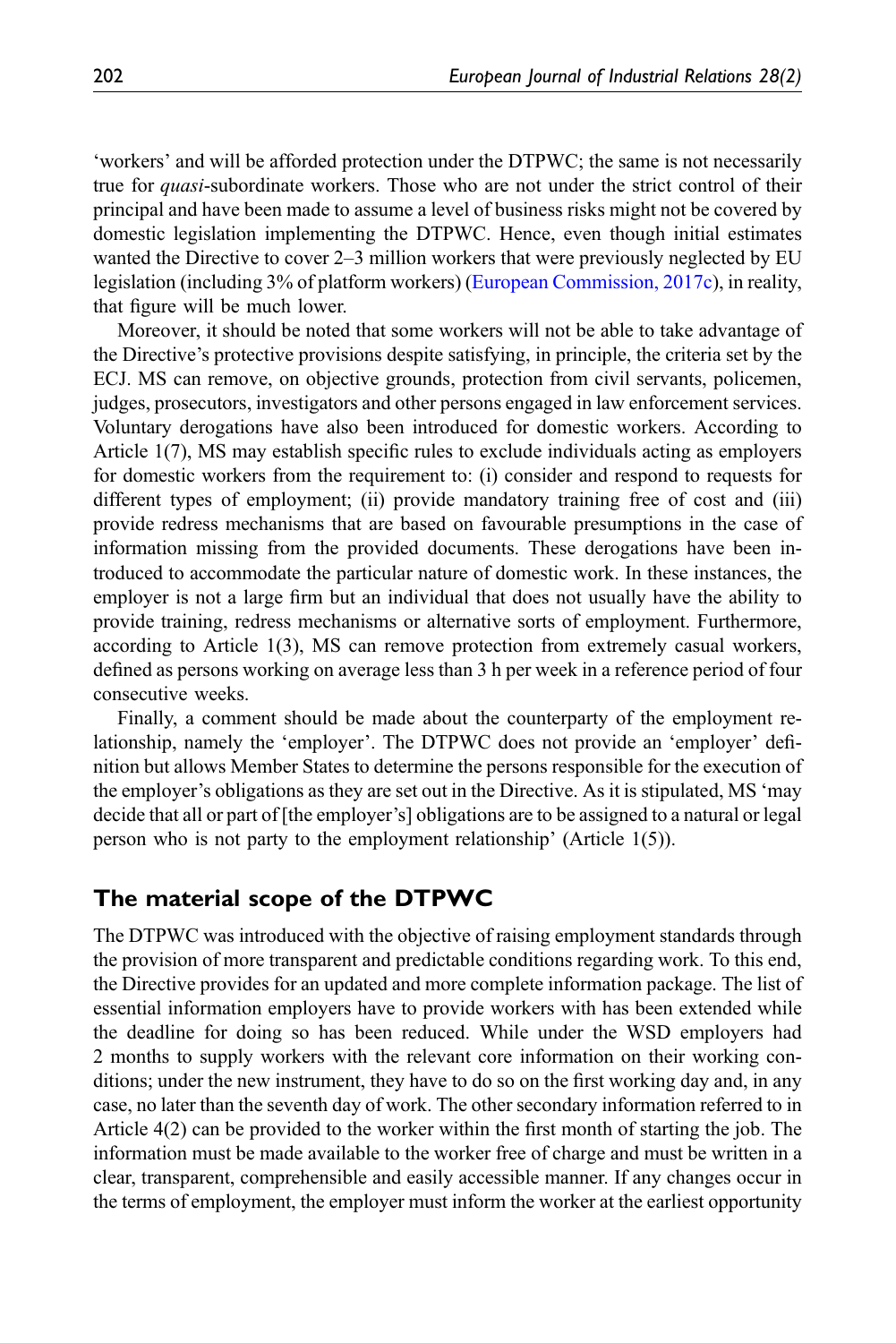'workers' and will be afforded protection under the DTPWC; the same is not necessarily true for *quasi*-subordinate workers. Those who are not under the strict control of their principal and have been made to assume a level of business risks might not be covered by domestic legislation implementing the DTPWC. Hence, even though initial estimates wanted the Directive to cover 2–3 million workers that were previously neglected by EU legislation (including 3% of platform workers) (European Commission, 2017c), in reality, that figure will be much lower.

Moreover, it should be noted that some workers will not be able to take advantage of the Directive's protective provisions despite satisfying, in principle, the criteria set by the ECJ. MS can remove, on objective grounds, protection from civil servants, policemen, judges, prosecutors, investigators and other persons engaged in law enforcement services. Voluntary derogations have also been introduced for domestic workers. According to Article 1(7), MS may establish specific rules to exclude individuals acting as employers for domestic workers from the requirement to: (i) consider and respond to requests for different types of employment; (ii) provide mandatory training free of cost and (iii) provide redress mechanisms that are based on favourable presumptions in the case of information missing from the provided documents. These derogations have been introduced to accommodate the particular nature of domestic work. In these instances, the employer is not a large firm but an individual that does not usually have the ability to provide training, redress mechanisms or alternative sorts of employment. Furthermore, according to Article 1(3), MS can remove protection from extremely casual workers, defined as persons working on average less than 3 h per week in a reference period of four consecutive weeks.

Finally, a comment should be made about the counterparty of the employment relationship, namely the 'employer'. The DTPWC does not provide an 'employer' definition but allows Member States to determine the persons responsible for the execution of the employer's obligations as they are set out in the Directive. As it is stipulated, MS 'may decide that all or part of [the employer's] obligations are to be assigned to a natural or legal person who is not party to the employment relationship' (Article 1(5)).

## The material scope of the DTPWC

The DTPWC was introduced with the objective of raising employment standards through the provision of more transparent and predictable conditions regarding work. To this end, the Directive provides for an updated and more complete information package. The list of essential information employers have to provide workers with has been extended while the deadline for doing so has been reduced. While under the WSD employers had 2 months to supply workers with the relevant core information on their working conditions; under the new instrument, they have to do so on the first working day and, in any case, no later than the seventh day of work. The other secondary information referred to in Article 4(2) can be provided to the worker within the first month of starting the job. The information must be made available to the worker free of charge and must be written in a clear, transparent, comprehensible and easily accessible manner. If any changes occur in the terms of employment, the employer must inform the worker at the earliest opportunity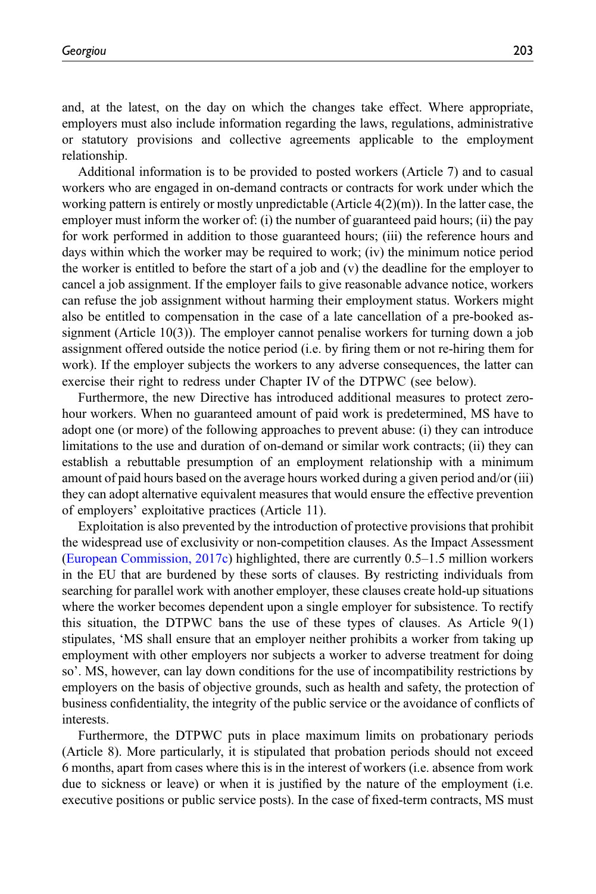and, at the latest, on the day on which the changes take effect. Where appropriate, employers must also include information regarding the laws, regulations, administrative or statutory provisions and collective agreements applicable to the employment relationship.

Additional information is to be provided to posted workers (Article 7) and to casual workers who are engaged in on-demand contracts or contracts for work under which the working pattern is entirely or mostly unpredictable (Article 4(2)(m)). In the latter case, the employer must inform the worker of: (i) the number of guaranteed paid hours; (ii) the pay for work performed in addition to those guaranteed hours; (iii) the reference hours and days within which the worker may be required to work; (iv) the minimum notice period the worker is entitled to before the start of a job and (v) the deadline for the employer to cancel a job assignment. If the employer fails to give reasonable advance notice, workers can refuse the job assignment without harming their employment status. Workers might also be entitled to compensation in the case of a late cancellation of a pre-booked assignment (Article 10(3)). The employer cannot penalise workers for turning down a job assignment offered outside the notice period (i.e. by firing them or not re-hiring them for work). If the employer subjects the workers to any adverse consequences, the latter can exercise their right to redress under Chapter IV of the DTPWC (see below).

Furthermore, the new Directive has introduced additional measures to protect zero-hour workers. When no guaranteed amount of paid work is predetermined, MS have to adopt one (or more) of the following approaches to prevent abuse: (i) they can introduce limitations to the use and duration of on-demand or similar work contracts; (ii) they can establish a rebuttable presumption of an employment relationship with a minimum amount of paid hours based on the average hours worked during a given period and/or (iii) they can adopt alternative equivalent measures that would ensure the effective prevention of employers' exploitative practices (Article 11).

Exploitation is also prevented by the introduction of protective provisions that prohibit the widespread use of exclusivity or non-competition clauses. As the Impact Assessment (European Commission, 2017c) highlighted, there are currently 0.5–1.5 million workers in the EU that are burdened by these sorts of clauses. By restricting individuals from searching for parallel work with another employer, these clauses create hold-up situations where the worker becomes dependent upon a single employer for subsistence. To rectify this situation, the DTPWC bans the use of these types of clauses. As Article 9(1) stipulates, 'MS shall ensure that an employer neither prohibits a worker from taking up employment with other employers nor subjects a worker to adverse treatment for doing so'. MS, however, can lay down conditions for the use of incompatibility restrictions by employers on the basis of objective grounds, such as health and safety, the protection of business confidentiality, the integrity of the public service or the avoidance of conflicts of interests.

Furthermore, the DTPWC puts in place maximum limits on probationary periods (Article 8). More particularly, it is stipulated that probation periods should not exceed 6 months, apart from cases where this is in the interest of workers (i.e. absence from work due to sickness or leave) or when it is justified by the nature of the employment (i.e. executive positions or public service posts). In the case of fixed-term contracts, MS must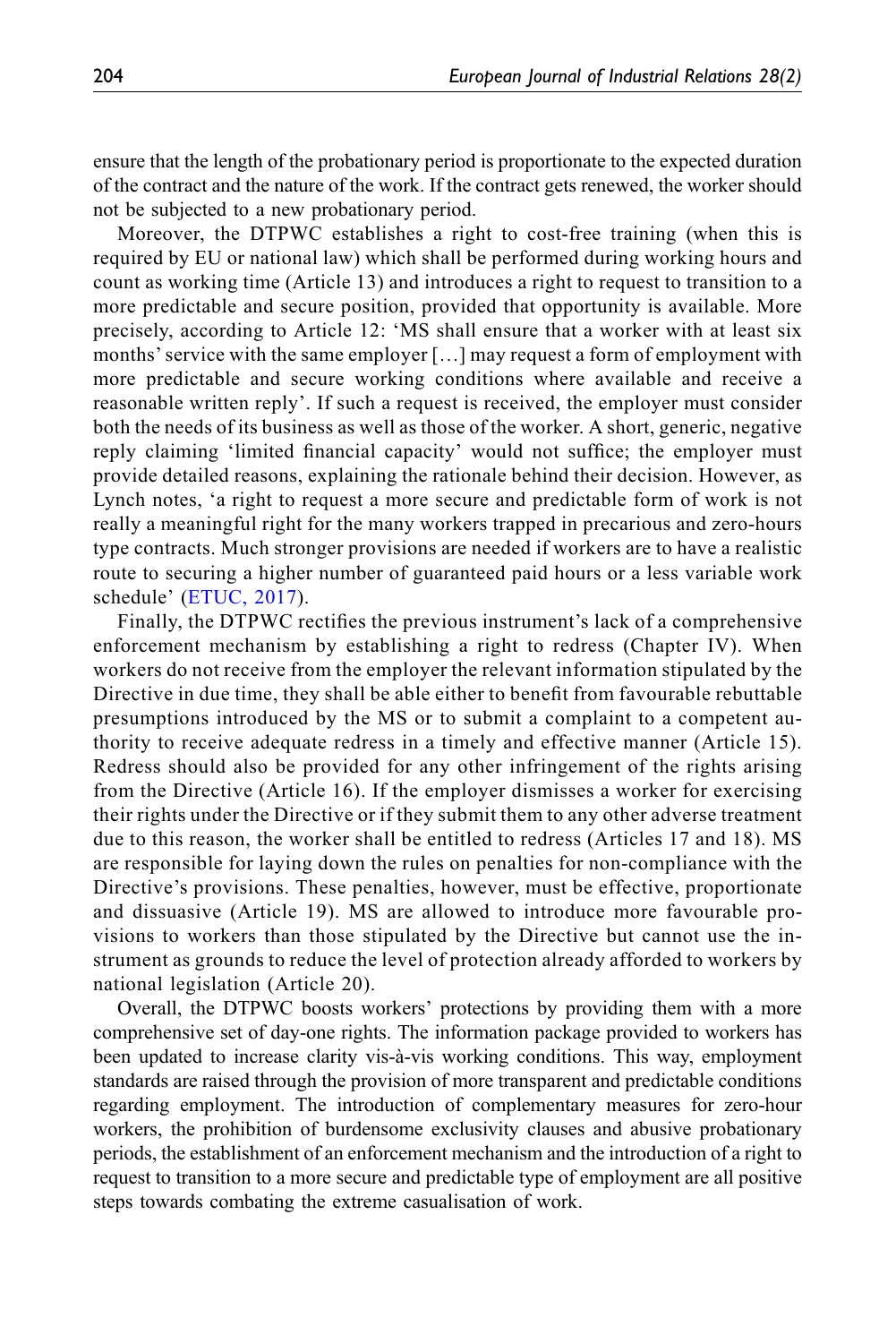ensure that the length of the probationary period is proportionate to the expected duration of the contract and the nature of the work. If the contract gets renewed, the worker should not be subjected to a new probationary period.

Moreover, the DTPWC establishes a right to cost-free training (when this is required by EU or national law) which shall be performed during working hours and count as working time (Article 13) and introduces a right to request to transition to a more predictable and secure position, provided that opportunity is available. More precisely, according to Article 12: 'MS shall ensure that a worker with at least six months' service with the same employer […] may request a form of employment with more predictable and secure working conditions where available and receive a reasonable written reply'. If such a request is received, the employer must consider both the needs of its business as well as those of the worker. A short, generic, negative reply claiming 'limited financial capacity' would not suffice; the employer must provide detailed reasons, explaining the rationale behind their decision. However, as Lynch notes, 'a right to request a more secure and predictable form of work is not really a meaningful right for the many workers trapped in precarious and zero-hours type contracts. Much stronger provisions are needed if workers are to have a realistic route to securing a higher number of guaranteed paid hours or a less variable work schedule' (ETUC, 2017).

Finally, the DTPWC rectifies the previous instrument's lack of a comprehensive enforcement mechanism by establishing a right to redress (Chapter IV). When workers do not receive from the employer the relevant information stipulated by the Directive in due time, they shall be able either to benefit from favourable rebuttable presumptions introduced by the MS or to submit a complaint to a competent authority to receive adequate redress in a timely and effective manner (Article 15). Redress should also be provided for any other infringement of the rights arising from the Directive (Article 16). If the employer dismisses a worker for exercising their rights under the Directive or if they submit them to any other adverse treatment due to this reason, the worker shall be entitled to redress (Articles 17 and 18). MS are responsible for laying down the rules on penalties for non-compliance with the Directive's provisions. These penalties, however, must be effective, proportionate and dissuasive (Article 19). MS are allowed to introduce more favourable provisions to workers than those stipulated by the Directive but cannot use the instrument as grounds to reduce the level of protection already afforded to workers by national legislation (Article 20).

Overall, the DTPWC boosts workers' protections by providing them with a more comprehensive set of day-one rights. The information package provided to workers has been updated to increase clarity vis-à-vis working conditions. This way, employment standards are raised through the provision of more transparent and predictable conditions regarding employment. The introduction of complementary measures for zero-hour workers, the prohibition of burdensome exclusivity clauses and abusive probationary periods, the establishment of an enforcement mechanism and the introduction of a right to request to transition to a more secure and predictable type of employment are all positive steps towards combating the extreme casualisation of work.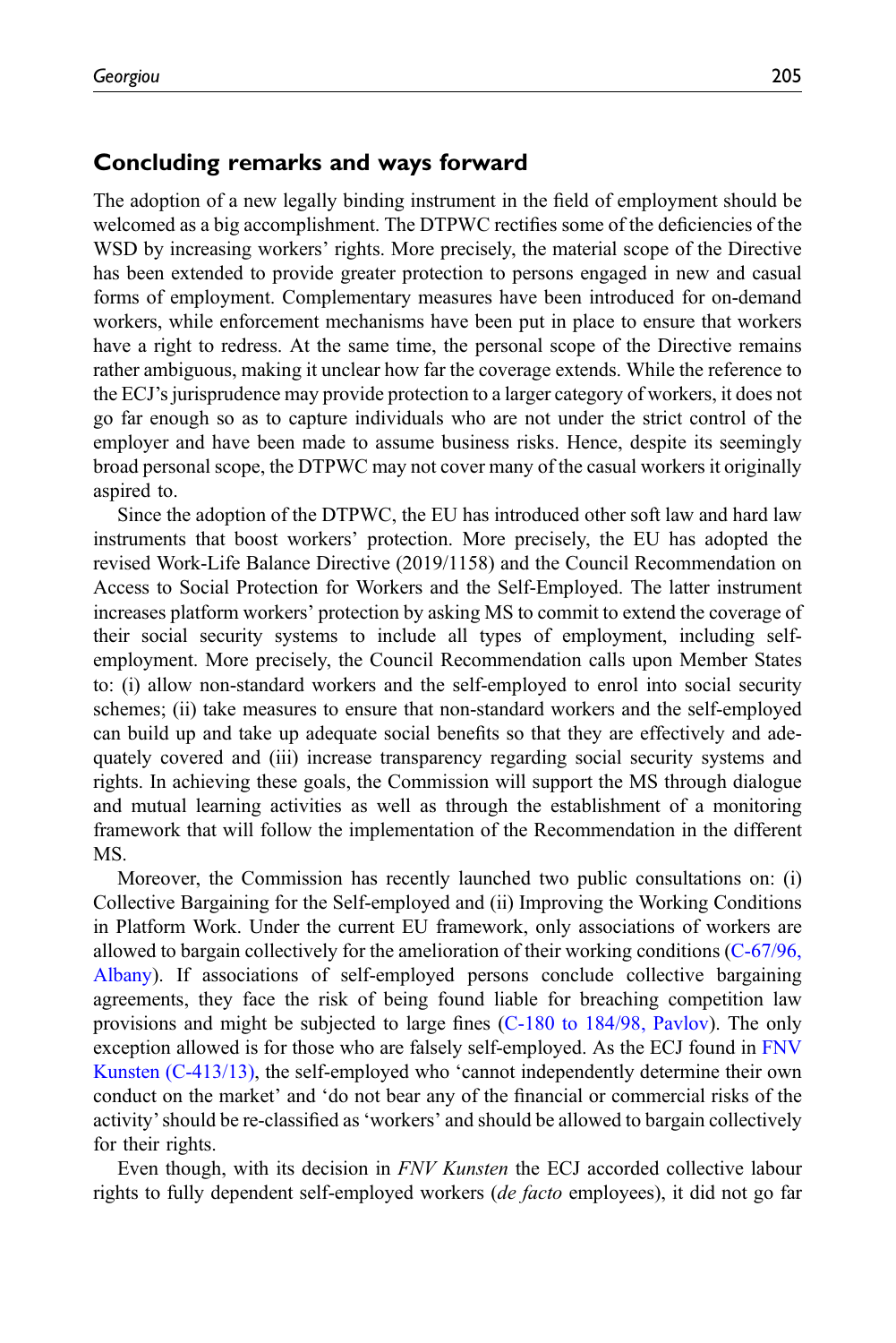## Concluding remarks and ways forward

The adoption of a new legally binding instrument in the field of employment should be welcomed as a big accomplishment. The DTPWC rectifies some of the deficiencies of the WSD by increasing workers' rights. More precisely, the material scope of the Directive has been extended to provide greater protection to persons engaged in new and casual forms of employment. Complementary measures have been introduced for on-demand workers, while enforcement mechanisms have been put in place to ensure that workers have a right to redress. At the same time, the personal scope of the Directive remains rather ambiguous, making it unclear how far the coverage extends. While the reference to the ECJ's jurisprudence may provide protection to a larger category of workers, it does not go far enough so as to capture individuals who are not under the strict control of the employer and have been made to assume business risks. Hence, despite its seemingly broad personal scope, the DTPWC may not cover many of the casual workers it originally aspired to.

Since the adoption of the DTPWC, the EU has introduced other soft law and hard law instruments that boost workers' protection. More precisely, the EU has adopted the revised Work-Life Balance Directive (2019/1158) and the Council Recommendation on Access to Social Protection for Workers and the Self-Employed. The latter instrument increases platform workers' protection by asking MS to commit to extend the coverage of their social security systems to include all types of employment, including self-employment. More precisely, the Council Recommendation calls upon Member States to: (i) allow non-standard workers and the self-employed to enrol into social security schemes; (ii) take measures to ensure that non-standard workers and the self-employed can build up and take up adequate social benefits so that they are effectively and adequately covered and (iii) increase transparency regarding social security systems and rights. In achieving these goals, the Commission will support the MS through dialogue and mutual learning activities as well as through the establishment of a monitoring framework that will follow the implementation of the Recommendation in the different MS.

Moreover, the Commission has recently launched two public consultations on: (i) Collective Bargaining for the Self-employed and (ii) Improving the Working Conditions in Platform Work. Under the current EU framework, only associations of workers are allowed to bargain collectively for the amelioration of their working conditions (C-67/96, Albany). If associations of self-employed persons conclude collective bargaining agreements, they face the risk of being found liable for breaching competition law provisions and might be subjected to large fines (C-180 to 184/98, Pavlov). The only exception allowed is for those who are falsely self-employed. As the ECJ found in FNV Kunsten (C-413/13), the self-employed who 'cannot independently determine their own conduct on the market' and 'do not bear any of the financial or commercial risks of the activity' should be re-classified as 'workers' and should be allowed to bargain collectively for their rights.

Even though, with its decision in *FNV Kunsten* the ECJ accorded collective labour rights to fully dependent self-employed workers (*de facto* employees), it did not go far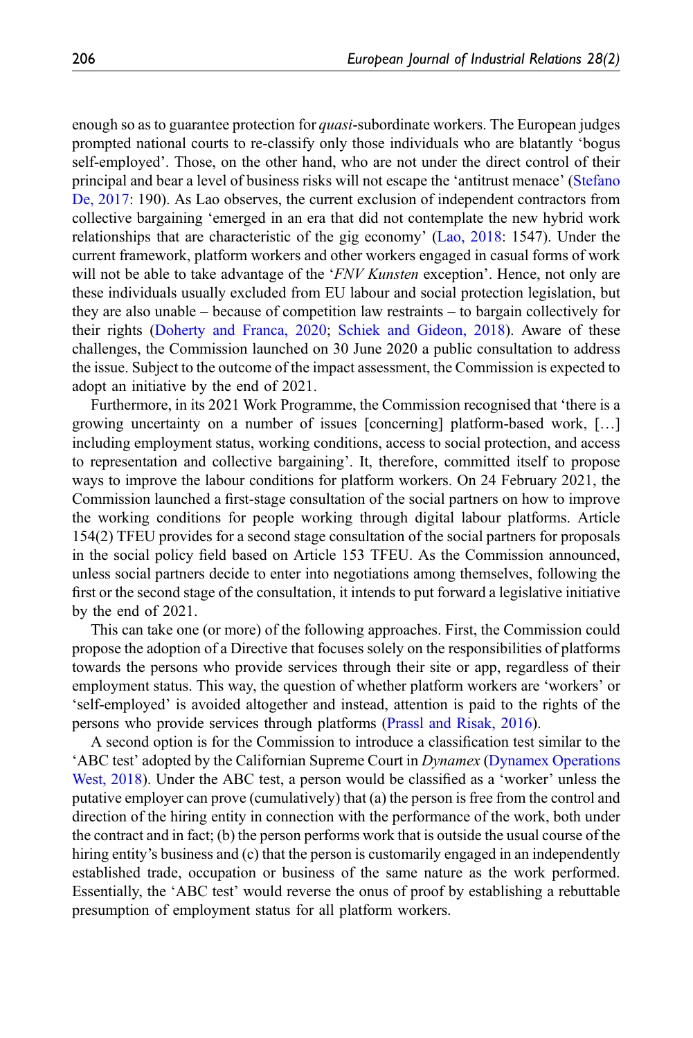enough so as to guarantee protection for *quasi*-subordinate workers. The European judges prompted national courts to re-classify only those individuals who are blatantly 'bogus self-employed'. Those, on the other hand, who are not under the direct control of their principal and bear a level of business risks will not escape the 'antitrust menace' (Stefano De, 2017: 190). As Lao observes, the current exclusion of independent contractors from collective bargaining 'emerged in an era that did not contemplate the new hybrid work relationships that are characteristic of the gig economy' (Lao, 2018: 1547). Under the current framework, platform workers and other workers engaged in casual forms of work will not be able to take advantage of the '*FNV Kunsten* exception'. Hence, not only are these individuals usually excluded from EU labour and social protection legislation, but they are also unable – because of competition law restraints – to bargain collectively for their rights (Doherty and Franca, 2020; Schiek and Gideon, 2018). Aware of these challenges, the Commission launched on 30 June 2020 a public consultation to address the issue. Subject to the outcome of the impact assessment, the Commission is expected to adopt an initiative by the end of 2021.

Furthermore, in its 2021 Work Programme, the Commission recognised that 'there is a growing uncertainty on a number of issues [concerning] platform-based work, […] including employment status, working conditions, access to social protection, and access to representation and collective bargaining'. It, therefore, committed itself to propose ways to improve the labour conditions for platform workers. On 24 February 2021, the Commission launched a first-stage consultation of the social partners on how to improve the working conditions for people working through digital labour platforms. Article 154(2) TFEU provides for a second stage consultation of the social partners for proposals in the social policy field based on Article 153 TFEU. As the Commission announced, unless social partners decide to enter into negotiations among themselves, following the first or the second stage of the consultation, it intends to put forward a legislative initiative by the end of 2021.

This can take one (or more) of the following approaches. First, the Commission could propose the adoption of a Directive that focuses solely on the responsibilities of platforms towards the persons who provide services through their site or app, regardless of their employment status. This way, the question of whether platform workers are 'workers' or 'self-employed' is avoided altogether and instead, attention is paid to the rights of the persons who provide services through platforms (Prassl and Risak, 2016).

A second option is for the Commission to introduce a classification test similar to the 'ABC test' adopted by the Californian Supreme Court in *Dynamex* (Dynamex Operations West, 2018). Under the ABC test, a person would be classified as a 'worker' unless the putative employer can prove (cumulatively) that (a) the person is free from the control and direction of the hiring entity in connection with the performance of the work, both under the contract and in fact; (b) the person performs work that is outside the usual course of the hiring entity's business and (c) that the person is customarily engaged in an independently established trade, occupation or business of the same nature as the work performed. Essentially, the 'ABC test' would reverse the onus of proof by establishing a rebuttable presumption of employment status for all platform workers.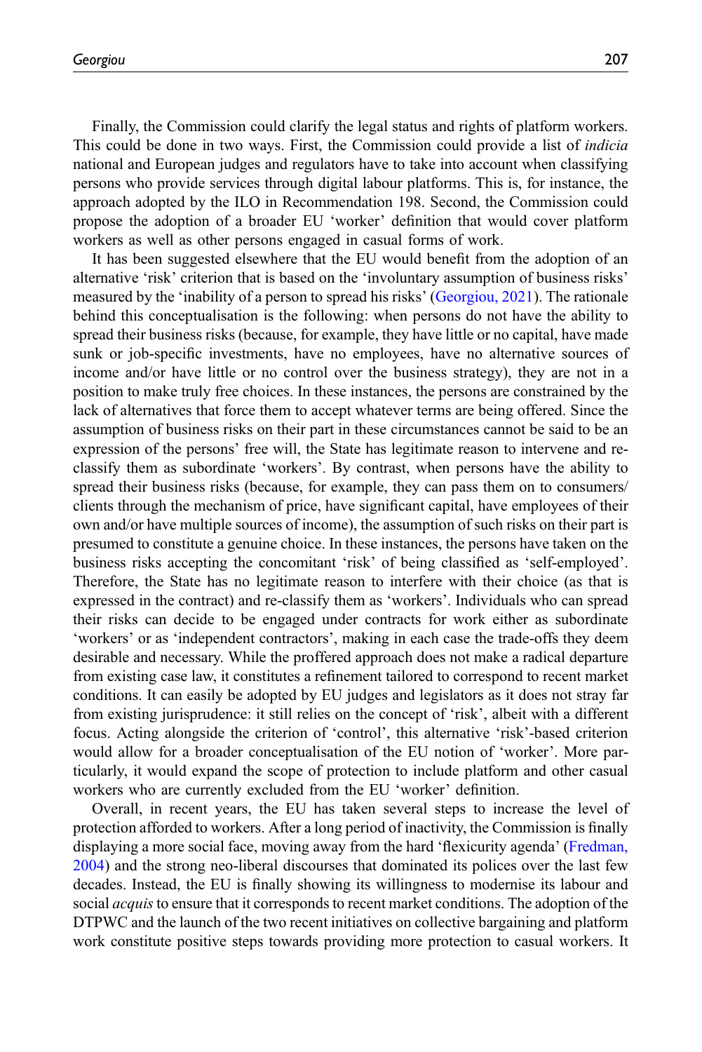Finally, the Commission could clarify the legal status and rights of platform workers. This could be done in two ways. First, the Commission could provide a list of *indicia* national and European judges and regulators have to take into account when classifying persons who provide services through digital labour platforms. This is, for instance, the approach adopted by the ILO in Recommendation 198. Second, the Commission could propose the adoption of a broader EU 'worker' definition that would cover platform workers as well as other persons engaged in casual forms of work.

It has been suggested elsewhere that the EU would benefit from the adoption of an alternative 'risk' criterion that is based on the 'involuntary assumption of business risks' measured by the 'inability of a person to spread his risks' (Georgiou, 2021). The rationale behind this conceptualisation is the following: when persons do not have the ability to spread their business risks (because, for example, they have little or no capital, have made sunk or job-specific investments, have no employees, have no alternative sources of income and/or have little or no control over the business strategy), they are not in a position to make truly free choices. In these instances, the persons are constrained by the lack of alternatives that force them to accept whatever terms are being offered. Since the assumption of business risks on their part in these circumstances cannot be said to be an expression of the persons' free will, the State has legitimate reason to intervene and re-classify them as subordinate 'workers'. By contrast, when persons have the ability to spread their business risks (because, for example, they can pass them on to consumers/clients through the mechanism of price, have significant capital, have employees of their own and/or have multiple sources of income), the assumption of such risks on their part is presumed to constitute a genuine choice. In these instances, the persons have taken on the business risks accepting the concomitant 'risk' of being classified as 'self-employed'. Therefore, the State has no legitimate reason to interfere with their choice (as that is expressed in the contract) and re-classify them as 'workers'. Individuals who can spread their risks can decide to be engaged under contracts for work either as subordinate 'workers' or as 'independent contractors', making in each case the trade-offs they deem desirable and necessary. While the proffered approach does not make a radical departure from existing case law, it constitutes a refinement tailored to correspond to recent market conditions. It can easily be adopted by EU judges and legislators as it does not stray far from existing jurisprudence: it still relies on the concept of 'risk', albeit with a different focus. Acting alongside the criterion of 'control', this alternative 'risk'-based criterion would allow for a broader conceptualisation of the EU notion of 'worker'. More particularly, it would expand the scope of protection to include platform and other casual workers who are currently excluded from the EU 'worker' definition.

Overall, in recent years, the EU has taken several steps to increase the level of protection afforded to workers. After a long period of inactivity, the Commission is finally displaying a more social face, moving away from the hard 'flexicurity agenda' (Fredman, 2004) and the strong neo-liberal discourses that dominated its polices over the last few decades. Instead, the EU is finally showing its willingness to modernise its labour and social *acquis* to ensure that it corresponds to recent market conditions. The adoption of the DTPWC and the launch of the two recent initiatives on collective bargaining and platform work constitute positive steps towards providing more protection to casual workers. It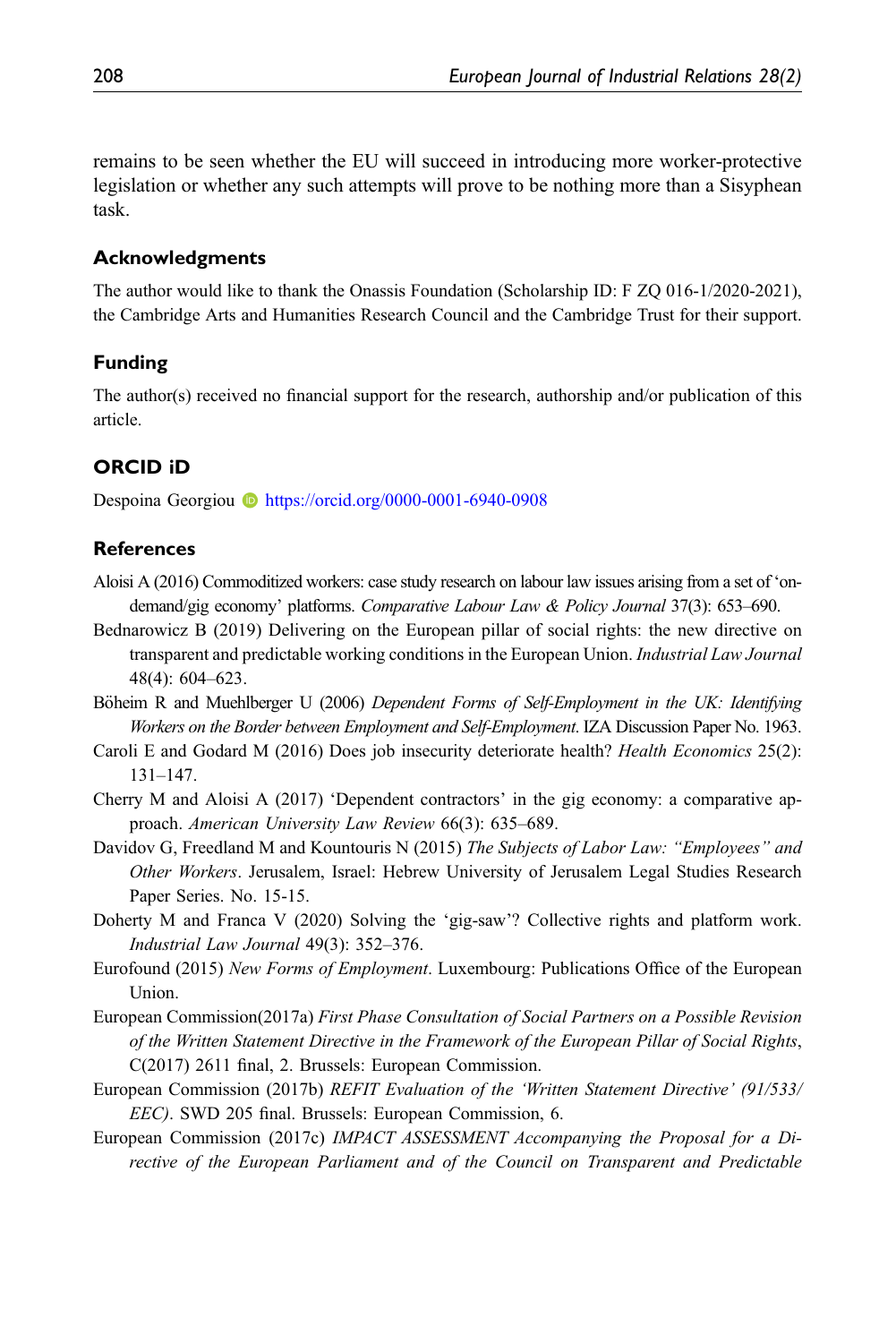remains to be seen whether the EU will succeed in introducing more worker-protective legislation or whether any such attempts will prove to be nothing more than a Sisyphean task.

### Acknowledgments

The author would like to thank the Onassis Foundation (Scholarship ID: F ZQ 016-1/2020-2021), the Cambridge Arts and Humanities Research Council and the Cambridge Trust for their support.

### Funding

The author(s) received no financial support for the research, authorship and/or publication of this article.

### ORCID iD

Despoina Georgiou https://orcid.org/0000-0001-6940-0908

### References

Aloisi A (2016) Commoditized workers: case study research on labour law issues arising from a set of 'on-demand/gig economy' platforms. *Comparative Labour Law & Policy Journal* 37(3): 653–690.

Bednarowicz B (2019) Delivering on the European pillar of social rights: the new directive on transparent and predictable working conditions in the European Union. *Industrial Law Journal* 48(4): 604–623.

Böheim R and Muehlberger U (2006) *Dependent Forms of Self-Employment in the UK: Identifying Workers on the Border between Employment and Self-Employment*. IZA Discussion Paper No. 1963.

Caroli E and Godard M (2016) Does job insecurity deteriorate health? *Health Economics* 25(2): 131–147.

Cherry M and Aloisi A (2017) 'Dependent contractors' in the gig economy: a comparative approach. *American University Law Review* 66(3): 635–689.

Davidov G, Freedland M and Kountouris N (2015) *The Subjects of Labor Law: "Employees" and Other Workers*. Jerusalem, Israel: Hebrew University of Jerusalem Legal Studies Research Paper Series. No. 15-15.

Doherty M and Franca V (2020) Solving the 'gig-saw'? Collective rights and platform work. *Industrial Law Journal* 49(3): 352–376.

Eurofound (2015) *New Forms of Employment*. Luxembourg: Publications Office of the European Union.

European Commission(2017a) *First Phase Consultation of Social Partners on a Possible Revision of the Written Statement Directive in the Framework of the European Pillar of Social Rights*, C(2017) 2611 final, 2. Brussels: European Commission.

European Commission (2017b) *REFIT Evaluation of the 'Written Statement Directive' (91/533/EEC)*. SWD 205 final. Brussels: European Commission, 6.

European Commission (2017c) *IMPACT ASSESSMENT Accompanying the Proposal for a Directive of the European Parliament and of the Council on Transparent and Predictable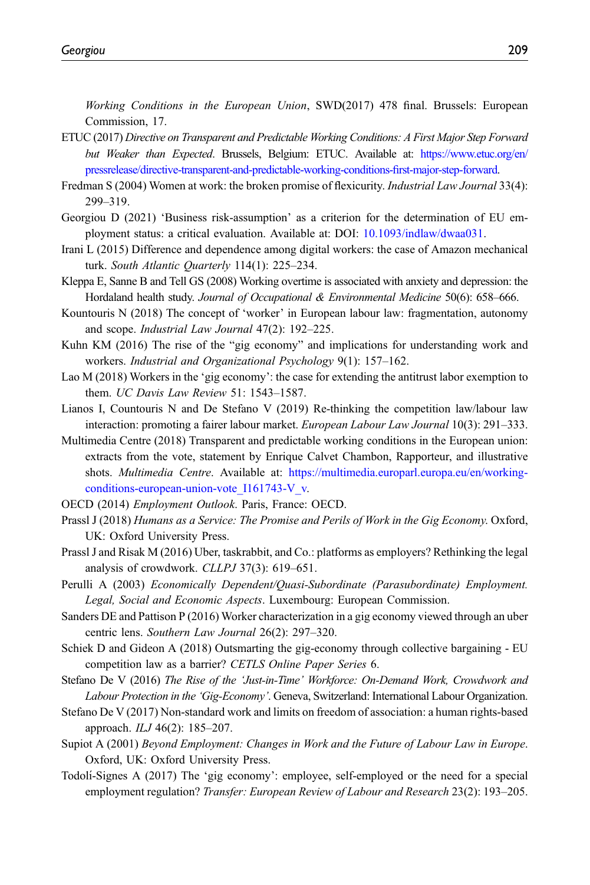*Working Conditions in the European Union*, SWD(2017) 478 final. Brussels: European Commission, 17.

ETUC (2017) *Directive on Transparent and Predictable Working Conditions: A First Major Step Forward but Weaker than Expected*. Brussels, Belgium: ETUC. Available at: https://www.etuc.org/en/pressrelease/directive-transparent-and-predictable-working-conditions-first-major-step-forward.

Fredman S (2004) Women at work: the broken promise of flexicurity. *Industrial Law Journal* 33(4): 299–319.

Georgiou D (2021) 'Business risk-assumption' as a criterion for the determination of EU employment status: a critical evaluation. Available at: DOI: 10.1093/indlaw/dwaa031.

Irani L (2015) Difference and dependence among digital workers: the case of Amazon mechanical turk. *South Atlantic Quarterly* 114(1): 225–234.

Kleppa E, Sanne B and Tell GS (2008) Working overtime is associated with anxiety and depression: the Hordaland health study. *Journal of Occupational & Environmental Medicine* 50(6): 658–666.

Kountouris N (2018) The concept of 'worker' in European labour law: fragmentation, autonomy and scope. *Industrial Law Journal* 47(2): 192–225.

Kuhn KM (2016) The rise of the "gig economy" and implications for understanding work and workers. *Industrial and Organizational Psychology* 9(1): 157–162.

Lao M (2018) Workers in the 'gig economy': the case for extending the antitrust labor exemption to them. *UC Davis Law Review* 51: 1543–1587.

Lianos I, Countouris N and De Stefano V (2019) Re-thinking the competition law/labour law interaction: promoting a fairer labour market. *European Labour Law Journal* 10(3): 291–333.

Multimedia Centre (2018) Transparent and predictable working conditions in the European union: extracts from the vote, statement by Enrique Calvet Chambon, Rapporteur, and illustrative shots. *Multimedia Centre*. Available at: https://multimedia.europarl.europa.eu/en/working-conditions-european-union-vote_I161743-V_v.

OECD (2014) *Employment Outlook*. Paris, France: OECD.

Prassl J (2018) *Humans as a Service: The Promise and Perils of Work in the Gig Economy*. Oxford, UK: Oxford University Press.

Prassl J and Risak M (2016) Uber, taskrabbit, and Co.: platforms as employers? Rethinking the legal analysis of crowdwork. *CLLPJ* 37(3): 619–651.

Perulli A (2003) *Economically Dependent/Quasi-Subordinate (Parasubordinate) Employment. Legal, Social and Economic Aspects*. Luxembourg: European Commission.

Sanders DE and Pattison P (2016) Worker characterization in a gig economy viewed through an uber centric lens. *Southern Law Journal* 26(2): 297–320.

Schiek D and Gideon A (2018) Outsmarting the gig-economy through collective bargaining - EU competition law as a barrier? *CETLS Online Paper Series* 6.

Stefano De V (2016) *The Rise of the 'Just-in-Time' Workforce: On-Demand Work, Crowdwork and Labour Protection in the 'Gig-Economy'*. Geneva, Switzerland: International Labour Organization.

Stefano De V (2017) Non-standard work and limits on freedom of association: a human rights-based approach. *ILJ* 46(2): 185–207.

Supiot A (2001) *Beyond Employment: Changes in Work and the Future of Labour Law in Europe*. Oxford, UK: Oxford University Press.

Todolí-Signes A (2017) The 'gig economy': employee, self-employed or the need for a special employment regulation? *Transfer: European Review of Labour and Research* 23(2): 193–205.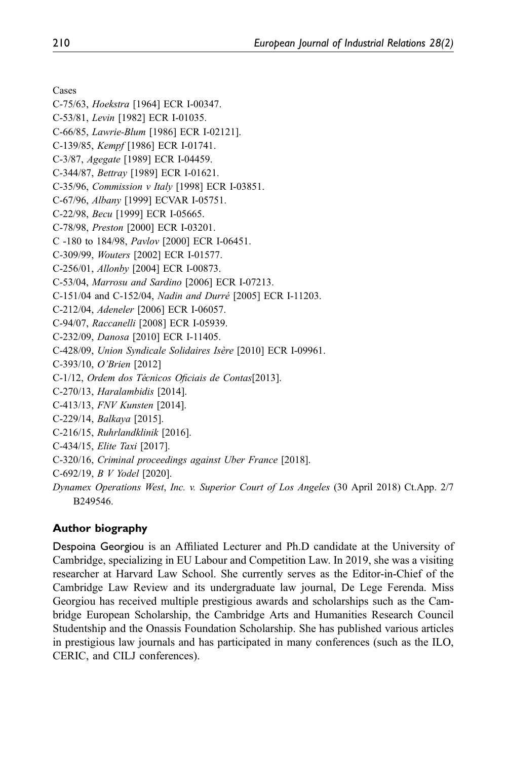Cases

C-75/63, *Hoekstra* [1964] ECR I-00347.

C-53/81, *Levin* [1982] ECR I-01035.

C-66/85, *Lawrie-Blum* [1986] ECR I-02121].

C-139/85, *Kempf* [1986] ECR I-01741.

C-3/87, *Agegate* [1989] ECR I-04459.

C-344/87, *Bettray* [1989] ECR I-01621.

C-35/96, *Commission v Italy* [1998] ECR I-03851.

C-67/96, *Albany* [1999] ECVAR I-05751.

C-22/98, *Becu* [1999] ECR I-05665.

C-78/98, *Preston* [2000] ECR I-03201.

C -180 to 184/98, *Pavlov* [2000] ECR I-06451.

C-309/99, *Wouters* [2002] ECR I-01577.

C-256/01, *Allonby* [2004] ECR I-00873.

C-53/04, *Marrosu and Sardino* [2006] ECR I-07213.

C-151/04 and C-152/04, *Nadin and Durré* [2005] ECR I-11203.

C-212/04, *Adeneler* [2006] ECR I-06057.

C-94/07, *Raccanelli* [2008] ECR I-05939.

C-232/09, *Danosa* [2010] ECR I-11405.

C-428/09, *Union Syndicale Solidaires Isère* [2010] ECR I-09961.

C-393/10, *O'Brien* [2012]

C-1/12, *Ordem dos Técnicos Oficiais de Contas*[2013].

C-270/13, *Haralambidis* [2014].

C-413/13, *FNV Kunsten* [2014].

C-229/14, *Balkaya* [2015].

C-216/15, *Ruhrlandklinik* [2016].

C-434/15, *Elite Taxi* [2017].

C-320/16, *Criminal proceedings against Uber France* [2018].

C-692/19, *B V Yodel* [2020].

*Dynamex Operations West*, *Inc. v. Superior Court of Los Angeles* (30 April 2018) Ct.App. 2/7 B249546.

## Author biography

Despoina Georgiou is an Affiliated Lecturer and Ph.D candidate at the University of Cambridge, specializing in EU Labour and Competition Law. In 2019, she was a visiting researcher at Harvard Law School. She currently serves as the Editor-in-Chief of the Cambridge Law Review and its undergraduate law journal, De Lege Ferenda. Miss Georgiou has received multiple prestigious awards and scholarships such as the Cambridge European Scholarship, the Cambridge Arts and Humanities Research Council Studentship and the Onassis Foundation Scholarship. She has published various articles in prestigious law journals and has participated in many conferences (such as the ILO, CERIC, and CILJ conferences).